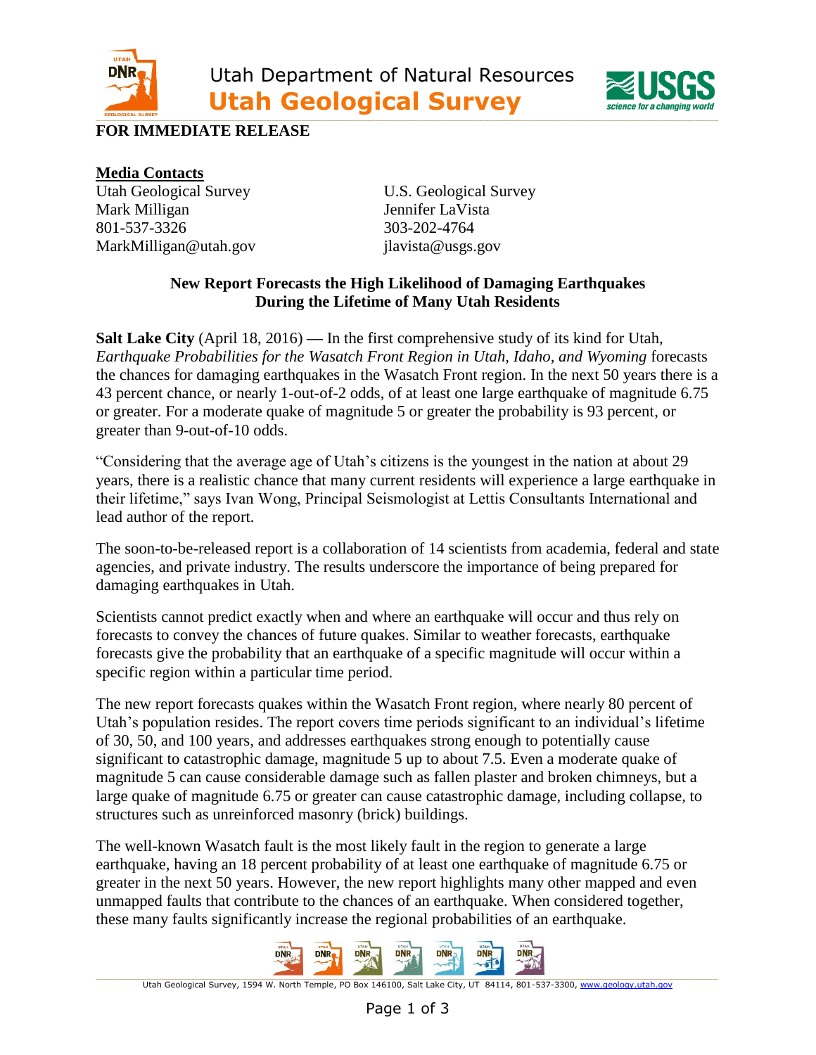Utah Department of Natural Resources
**Utah Geological Survey**

**FOR IMMEDIATE RELEASE**

**Media Contacts**

Utah Geological Survey
Mark Milligan
801-537-3326
MarkMilligan@utah.gov

U.S. Geological Survey
Jennifer LaVista
303-202-4764
jlavista@usgs.gov

## New Report Forecasts the High Likelihood of Damaging Earthquakes During the Lifetime of Many Utah Residents

**Salt Lake City** (April 18, 2016) **—** In the first comprehensive study of its kind for Utah, *Earthquake Probabilities for the Wasatch Front Region in Utah, Idaho, and Wyoming* forecasts the chances for damaging earthquakes in the Wasatch Front region. In the next 50 years there is a 43 percent chance, or nearly 1-out-of-2 odds, of at least one large earthquake of magnitude 6.75 or greater. For a moderate quake of magnitude 5 or greater the probability is 93 percent, or greater than 9-out-of-10 odds.

"Considering that the average age of Utah's citizens is the youngest in the nation at about 29 years, there is a realistic chance that many current residents will experience a large earthquake in their lifetime," says Ivan Wong, Principal Seismologist at Lettis Consultants International and lead author of the report.

The soon-to-be-released report is a collaboration of 14 scientists from academia, federal and state agencies, and private industry. The results underscore the importance of being prepared for damaging earthquakes in Utah.

Scientists cannot predict exactly when and where an earthquake will occur and thus rely on forecasts to convey the chances of future quakes. Similar to weather forecasts, earthquake forecasts give the probability that an earthquake of a specific magnitude will occur within a specific region within a particular time period.

The new report forecasts quakes within the Wasatch Front region, where nearly 80 percent of Utah's population resides. The report covers time periods significant to an individual's lifetime of 30, 50, and 100 years, and addresses earthquakes strong enough to potentially cause significant to catastrophic damage, magnitude 5 up to about 7.5. Even a moderate quake of magnitude 5 can cause considerable damage such as fallen plaster and broken chimneys, but a large quake of magnitude 6.75 or greater can cause catastrophic damage, including collapse, to structures such as unreinforced masonry (brick) buildings.

The well-known Wasatch fault is the most likely fault in the region to generate a large earthquake, having an 18 percent probability of at least one earthquake of magnitude 6.75 or greater in the next 50 years. However, the new report highlights many other mapped and even unmapped faults that contribute to the chances of an earthquake. When considered together, these many faults significantly increase the regional probabilities of an earthquake.

Utah Geological Survey, 1594 W. North Temple, PO Box 146100, Salt Lake City, UT 84114, 801-537-3300, www.geology.utah.gov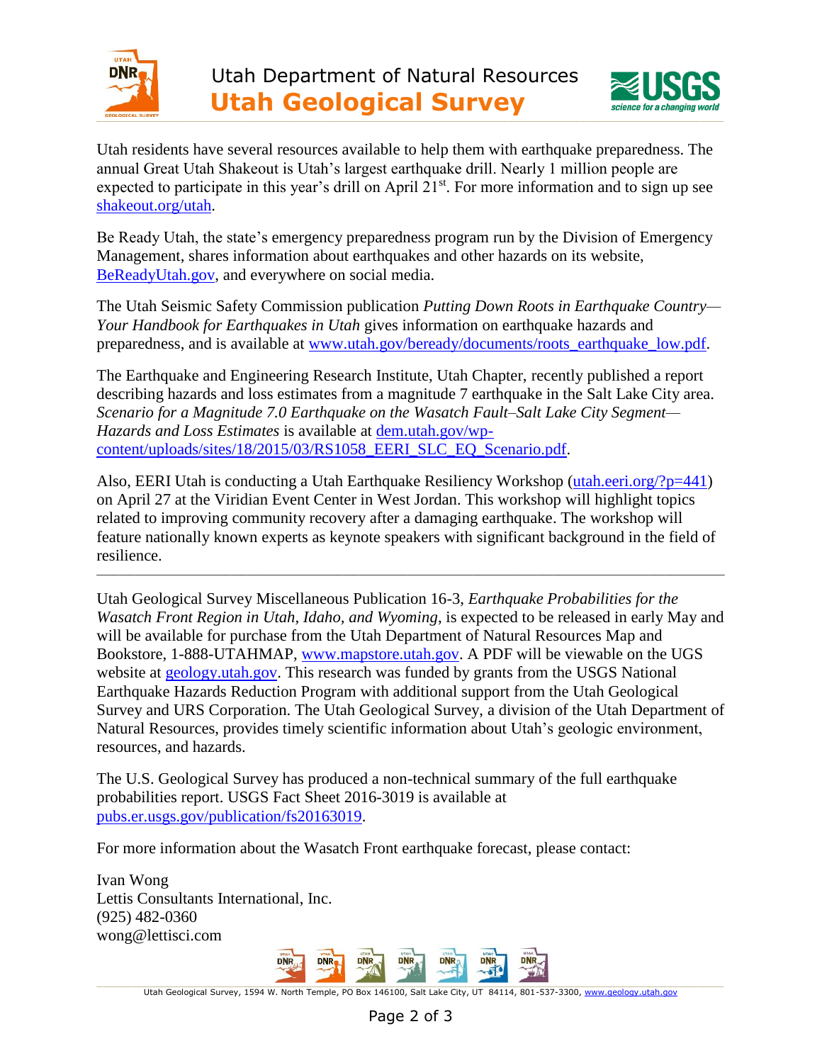Utah residents have several resources available to help them with earthquake preparedness. The annual Great Utah Shakeout is Utah's largest earthquake drill. Nearly 1 million people are expected to participate in this year's drill on April 21st. For more information and to sign up see shakeout.org/utah.

Be Ready Utah, the state's emergency preparedness program run by the Division of Emergency Management, shares information about earthquakes and other hazards on its website, BeReadyUtah.gov, and everywhere on social media.

The Utah Seismic Safety Commission publication *Putting Down Roots in Earthquake Country—Your Handbook for Earthquakes in Utah* gives information on earthquake hazards and preparedness, and is available at www.utah.gov/beready/documents/roots_earthquake_low.pdf.

The Earthquake and Engineering Research Institute, Utah Chapter, recently published a report describing hazards and loss estimates from a magnitude 7 earthquake in the Salt Lake City area. *Scenario for a Magnitude 7.0 Earthquake on the Wasatch Fault–Salt Lake City Segment—Hazards and Loss Estimates* is available at dem.utah.gov/wp-content/uploads/sites/18/2015/03/RS1058_EERI_SLC_EQ_Scenario.pdf.

Also, EERI Utah is conducting a Utah Earthquake Resiliency Workshop (utah.eeri.org/?p=441) on April 27 at the Viridian Event Center in West Jordan. This workshop will highlight topics related to improving community recovery after a damaging earthquake. The workshop will feature nationally known experts as keynote speakers with significant background in the field of resilience.

---

Utah Geological Survey Miscellaneous Publication 16-3, *Earthquake Probabilities for the Wasatch Front Region in Utah, Idaho, and Wyoming*, is expected to be released in early May and will be available for purchase from the Utah Department of Natural Resources Map and Bookstore, 1-888-UTAHMAP, www.mapstore.utah.gov. A PDF will be viewable on the UGS website at geology.utah.gov. This research was funded by grants from the USGS National Earthquake Hazards Reduction Program with additional support from the Utah Geological Survey and URS Corporation. The Utah Geological Survey, a division of the Utah Department of Natural Resources, provides timely scientific information about Utah's geologic environment, resources, and hazards.

The U.S. Geological Survey has produced a non-technical summary of the full earthquake probabilities report. USGS Fact Sheet 2016-3019 is available at pubs.er.usgs.gov/publication/fs20163019.

For more information about the Wasatch Front earthquake forecast, please contact:

Ivan Wong
Lettis Consultants International, Inc.
(925) 482-0360
wong@lettisci.com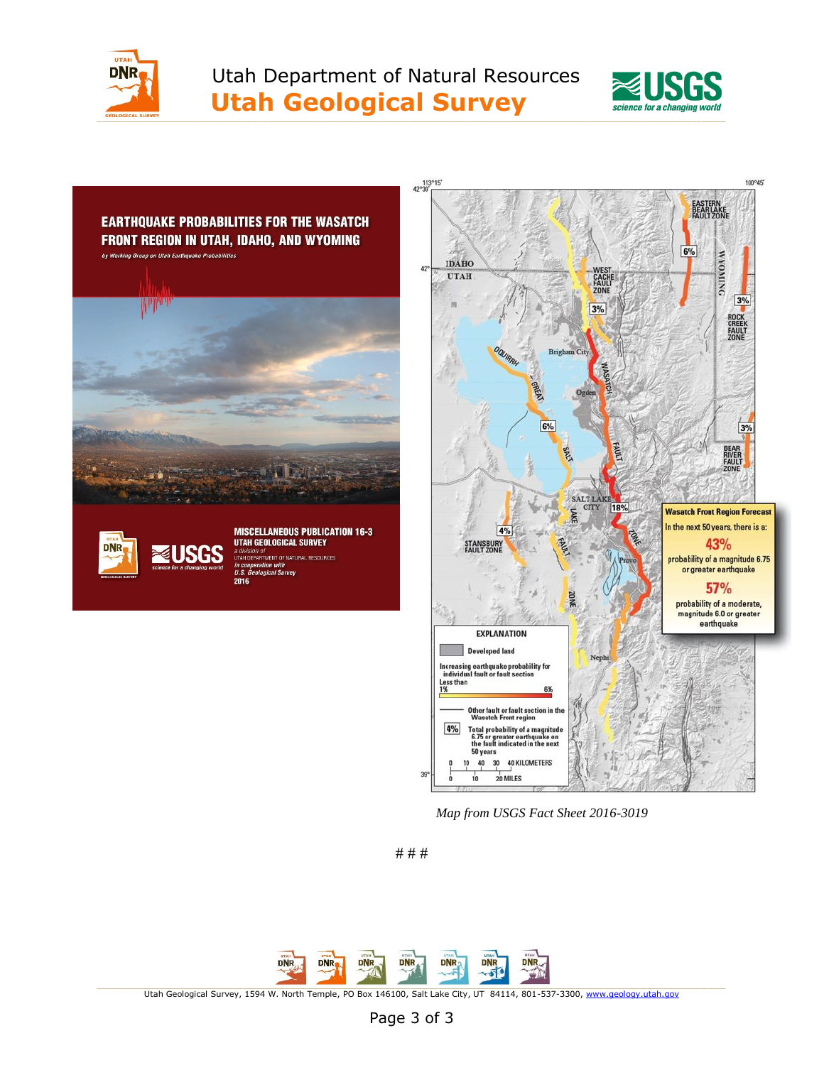**EARTHQUAKE PROBABILITIES FOR THE WASATCH FRONT REGION IN UTAH, IDAHO, AND WYOMING**

*by Working Group on Utah Earthquake Probabilities*

**MISCELLANEOUS PUBLICATION 16-3**
**UTAH GEOLOGICAL SURVEY**
*a division of*
UTAH DEPARTMENT OF NATURAL RESOURCES
*in cooperation with*
*U.S. Geological Survey*
2016

Wasatch Front Region Forecast

In the next 50 years, there is a:

43%
probability of a magnitude 6.75 or greater earthquake

57%
probability of a moderate, magnitude 6.0 or greater earthquake

EXPLANATION

Developed land

Increasing earthquake probability for individual fault or fault section

Less than 1% — 6%

Other fault or fault section in the Wasatch Front region

4% Total probability of a magnitude 6.75 or greater earthquake on the fault indicated in the next 50 years

*Map from USGS Fact Sheet 2016-3019*

# # #

Utah Geological Survey, 1594 W. North Temple, PO Box 146100, Salt Lake City, UT 84114, 801-537-3300, www.geology.utah.gov